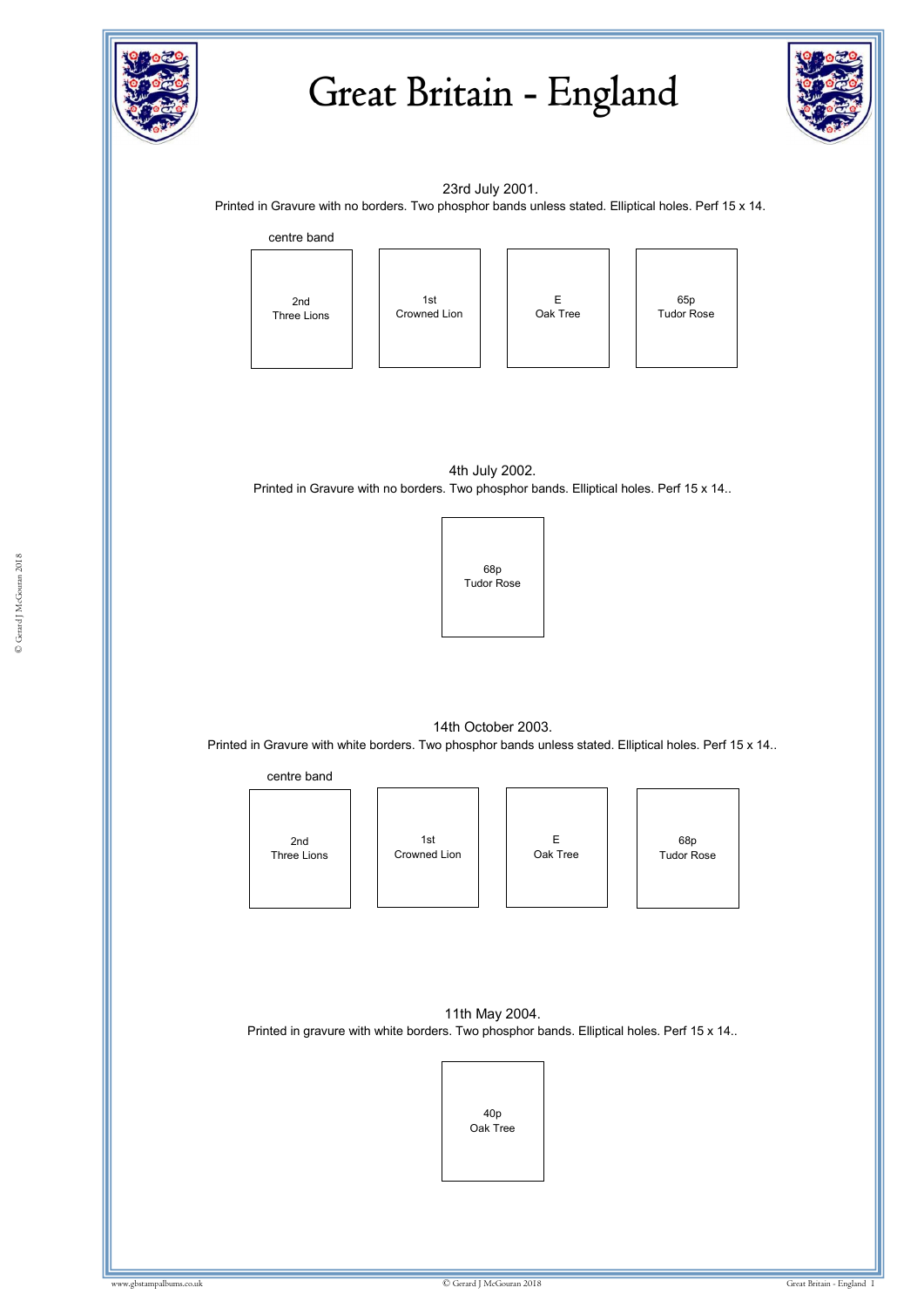# Great Britain - England

23rd July 2001.

Printed in Gravure with no borders. Two phosphor bands unless stated. Elliptical holes. Perf 15 x 14.

centre band

| 2nd Three Lions | 1st Crowned Lion | E Oak Tree | 65p Tudor Rose |
|---|---|---|---|

4th July 2002.

Printed in Gravure with no borders. Two phosphor bands. Elliptical holes. Perf 15 x 14..

| 68p Tudor Rose |
|---|

14th October 2003.

Printed in Gravure with white borders. Two phosphor bands unless stated. Elliptical holes. Perf 15 x 14..

centre band

| 2nd Three Lions | 1st Crowned Lion | E Oak Tree | 68p Tudor Rose |
|---|---|---|---|

11th May 2004.

Printed in gravure with white borders. Two phosphor bands. Elliptical holes. Perf 15 x 14..

| 40p Oak Tree |
|---|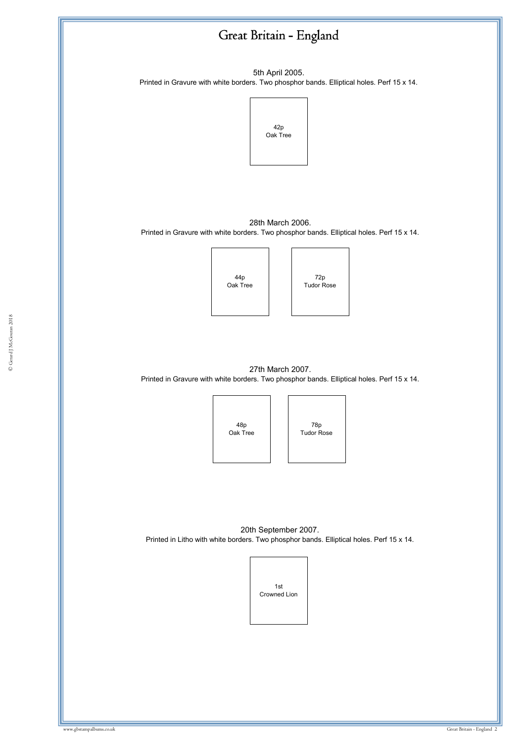# Great Britain - England

5th April 2005.

Printed in Gravure with white borders. Two phosphor bands. Elliptical holes. Perf 15 x 14.

42p
Oak Tree

28th March 2006.

Printed in Gravure with white borders. Two phosphor bands. Elliptical holes. Perf 15 x 14.

44p
Oak Tree

72p
Tudor Rose

27th March 2007.

Printed in Gravure with white borders. Two phosphor bands. Elliptical holes. Perf 15 x 14.

48p
Oak Tree

78p
Tudor Rose

20th September 2007.

Printed in Litho with white borders. Two phosphor bands. Elliptical holes. Perf 15 x 14.

1st
Crowned Lion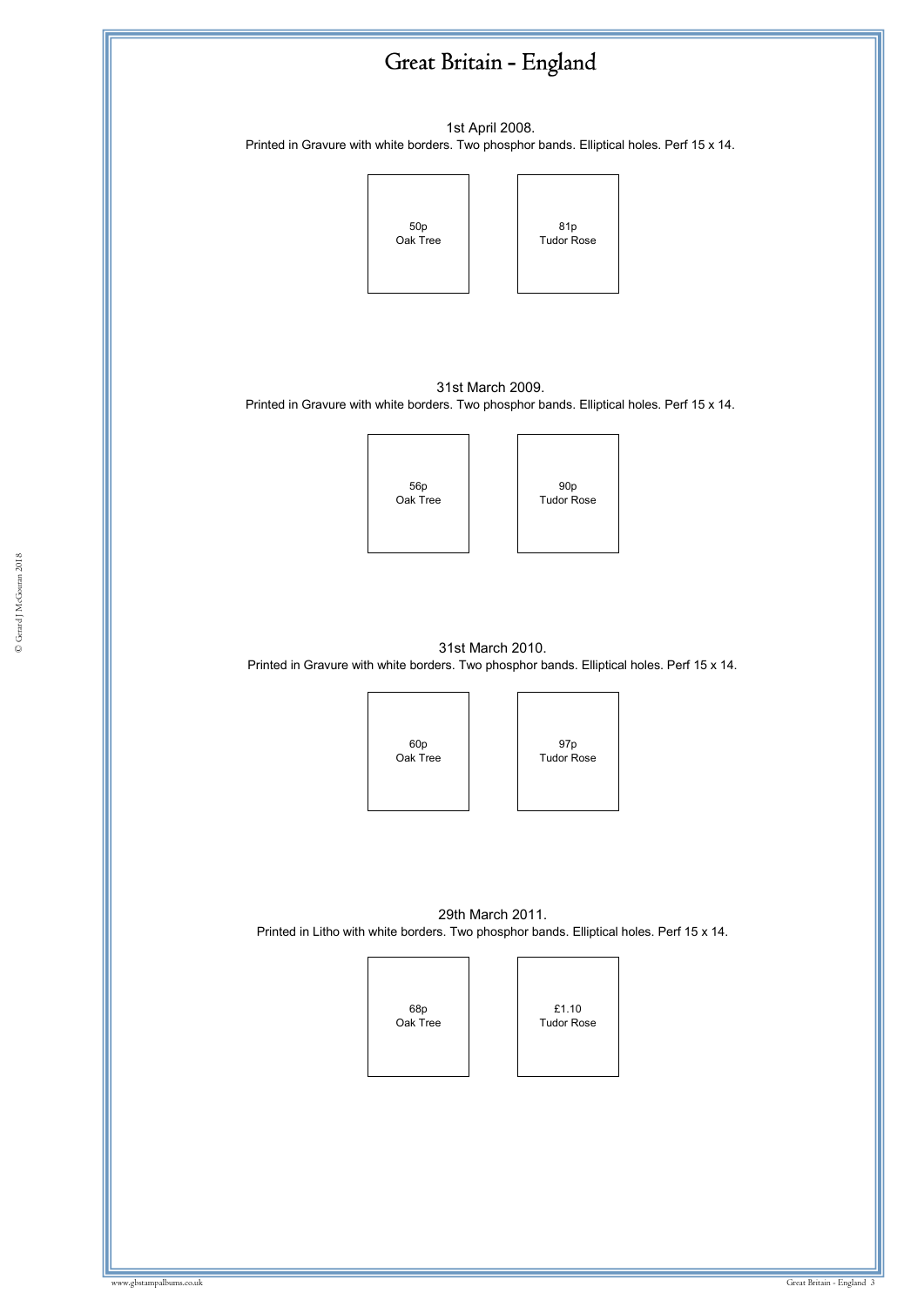# Great Britain - England

1st April 2008.

Printed in Gravure with white borders. Two phosphor bands. Elliptical holes. Perf 15 x 14.

50p
Oak Tree

81p
Tudor Rose

31st March 2009.

Printed in Gravure with white borders. Two phosphor bands. Elliptical holes. Perf 15 x 14.

56p
Oak Tree

90p
Tudor Rose

31st March 2010.

Printed in Gravure with white borders. Two phosphor bands. Elliptical holes. Perf 15 x 14.

60p
Oak Tree

97p
Tudor Rose

29th March 2011.

Printed in Litho with white borders. Two phosphor bands. Elliptical holes. Perf 15 x 14.

68p
Oak Tree

£1.10
Tudor Rose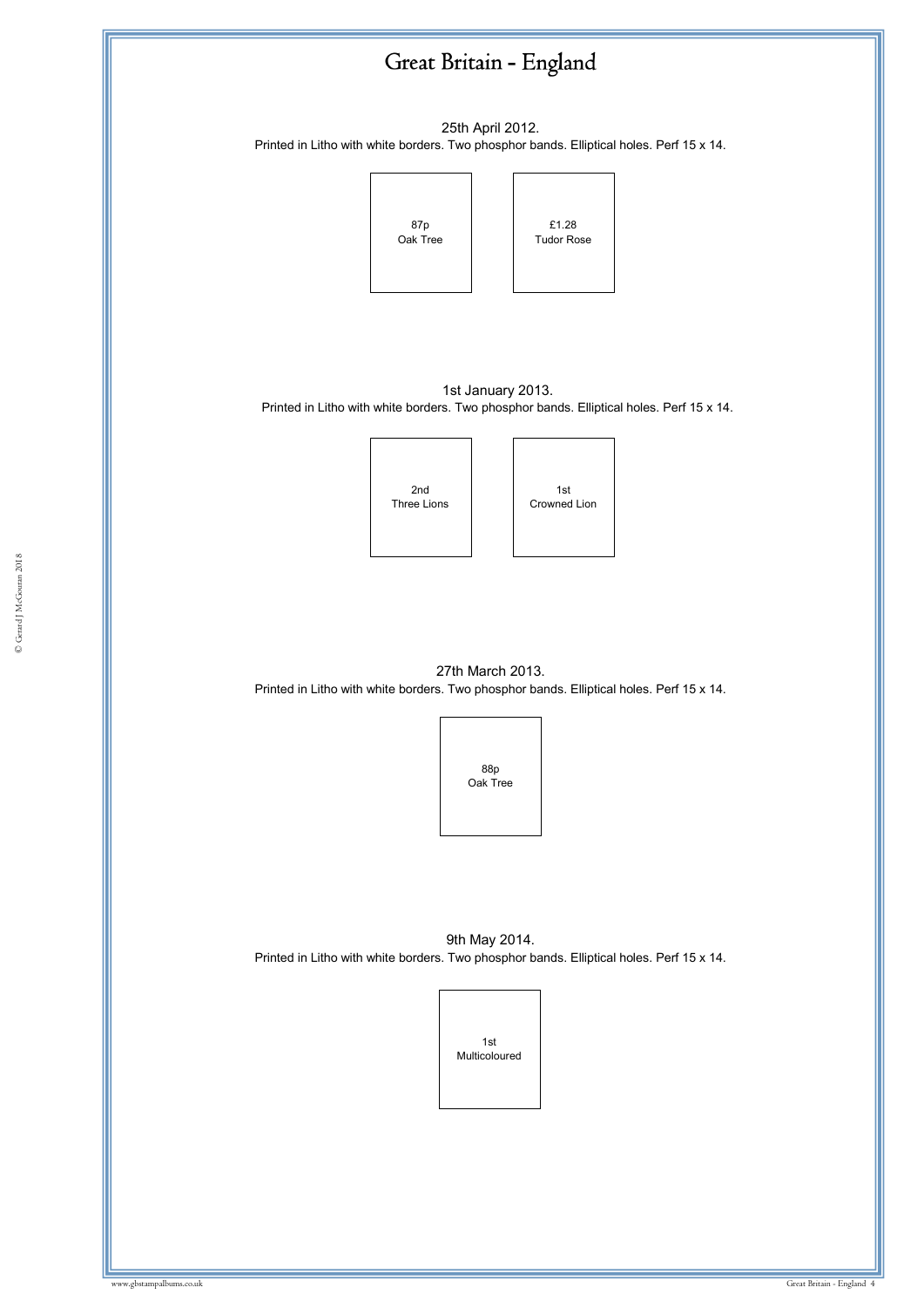# Great Britain - England

25th April 2012.

Printed in Litho with white borders. Two phosphor bands. Elliptical holes. Perf 15 x 14.

87p
Oak Tree

£1.28
Tudor Rose

1st January 2013.

Printed in Litho with white borders. Two phosphor bands. Elliptical holes. Perf 15 x 14.

2nd
Three Lions

1st
Crowned Lion

27th March 2013.

Printed in Litho with white borders. Two phosphor bands. Elliptical holes. Perf 15 x 14.

88p
Oak Tree

9th May 2014.

Printed in Litho with white borders. Two phosphor bands. Elliptical holes. Perf 15 x 14.

1st
Multicoloured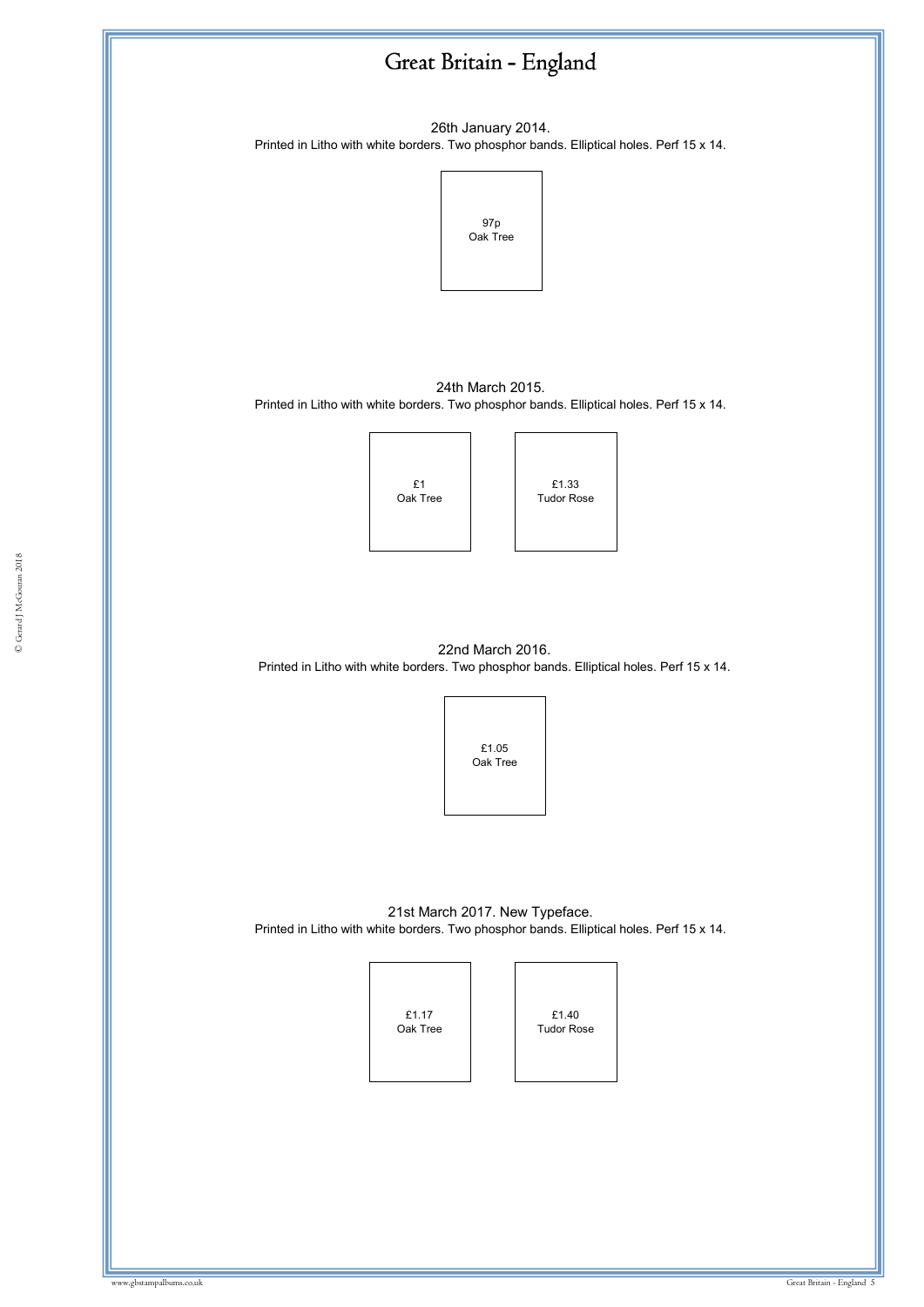# Great Britain - England

26th January 2014.
Printed in Litho with white borders. Two phosphor bands. Elliptical holes. Perf 15 x 14.

97p
Oak Tree

24th March 2015.
Printed in Litho with white borders. Two phosphor bands. Elliptical holes. Perf 15 x 14.

£1
Oak Tree

£1.33
Tudor Rose

22nd March 2016.
Printed in Litho with white borders. Two phosphor bands. Elliptical holes. Perf 15 x 14.

£1.05
Oak Tree

21st March 2017. New Typeface.
Printed in Litho with white borders. Two phosphor bands. Elliptical holes. Perf 15 x 14.

£1.17
Oak Tree

£1.40
Tudor Rose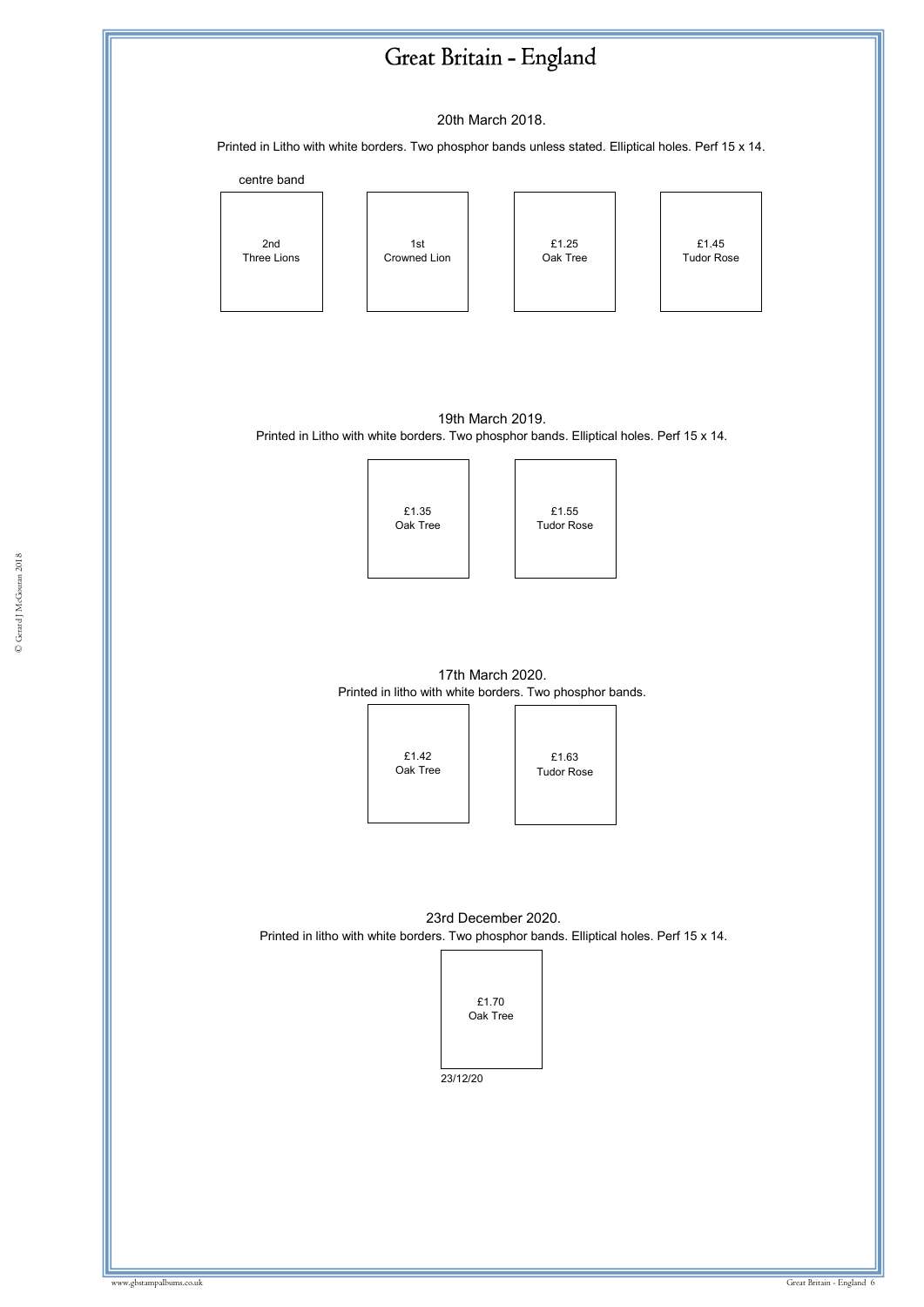# Great Britain - England

20th March 2018.

Printed in Litho with white borders. Two phosphor bands unless stated. Elliptical holes. Perf 15 x 14.

centre band

| 2nd Three Lions | 1st Crowned Lion | £1.25 Oak Tree | £1.45 Tudor Rose |
|---|---|---|---|

19th March 2019.

Printed in Litho with white borders. Two phosphor bands. Elliptical holes. Perf 15 x 14.

| £1.35 Oak Tree | £1.55 Tudor Rose |
|---|---|

17th March 2020.

Printed in litho with white borders. Two phosphor bands.

| £1.42 Oak Tree | £1.63 Tudor Rose |
|---|---|

23rd December 2020.

Printed in litho with white borders. Two phosphor bands. Elliptical holes. Perf 15 x 14.

| £1.70 Oak Tree |
|---|

23/12/20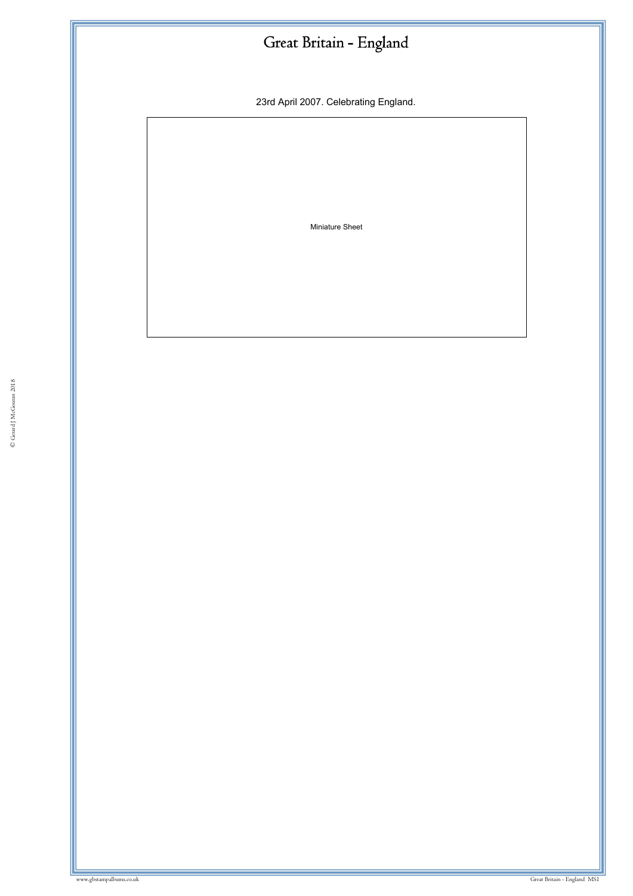# Great Britain - England

23rd April 2007. Celebrating England.

Miniature Sheet